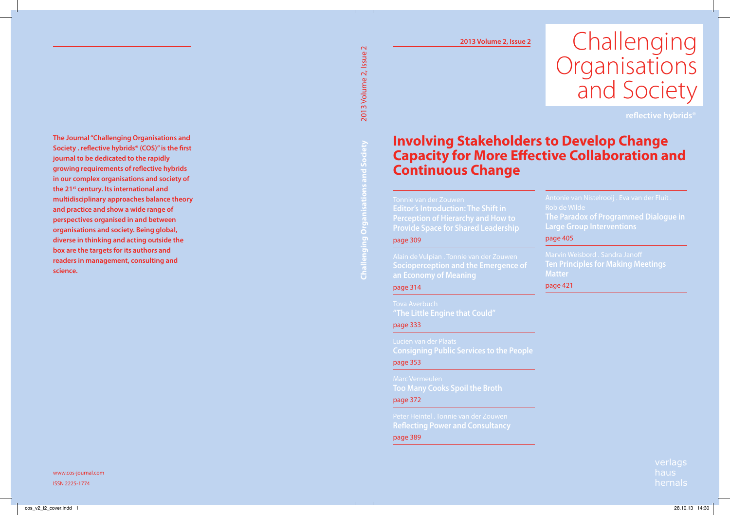The Journal "Challenging Organisations and Society . reflective hybrids® (COS)" is the first journal to be dedicated to the rapidly growing requirements of reflective hybrids in our complex organisations and society of the 21st century. Its international and multidisciplinary approaches balance theory and practice and show a wide range of perspectives organised in and between organisations and society. Being global, diverse in thinking and acting outside the box are the targets for its authors and readers in management, consulting and science.

www.cos-journal.com

ISSN 2225-1774

2013 Volume 2, Issue 2

# Challenging Organisations and Society

reflective hybrids®

## Involving Stakeholders to Develop Change Capacity for More Effective Collaboration and Continuous Change

Tonnie van der Zouwen
**Editor's Introduction: The Shift in Perception of Hierarchy and How to Provide Space for Shared Leadership**
page 309

Alain de Vulpian . Tonnie van der Zouwen
**Socioperception and the Emergence of an Economy of Meaning**
page 314

Tova Averbuch
**"The Little Engine that Could"**
page 333

Lucien van der Plaats
**Consigning Public Services to the People**
page 353

Marc Vermeulen
**Too Many Cooks Spoil the Broth**
page 372

Peter Heintel . Tonnie van der Zouwen
**Reflecting Power and Consultancy**
page 389

Antonie van Nistelrooij . Eva van der Fluit . Rob de Wilde
**The Paradox of Programmed Dialogue in Large Group Interventions**
page 405

Marvin Weisbord . Sandra Janoff
**Ten Principles for Making Meetings Matter**
page 421

verlags haus hernals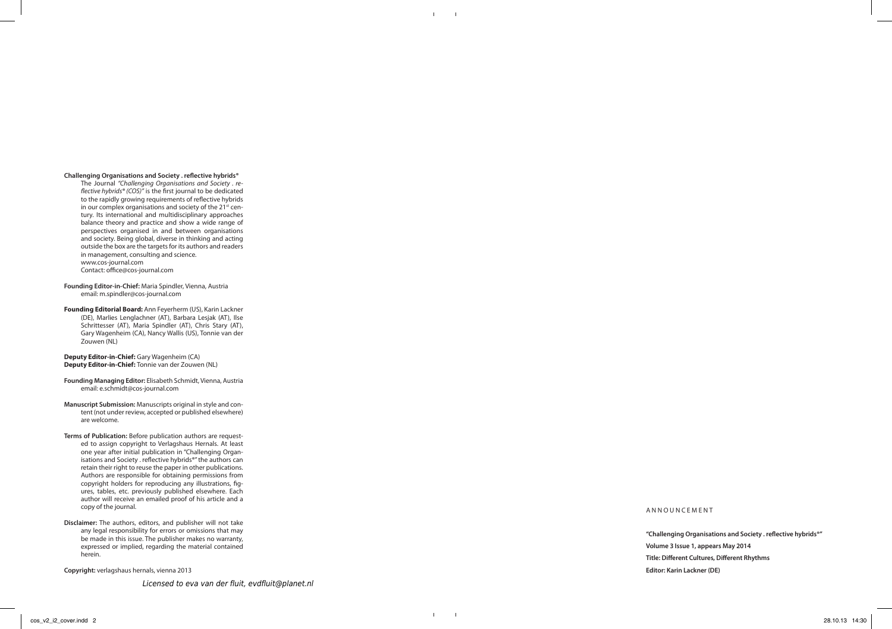**Challenging Organisations and Society . reflective hybrids®**

The Journal *"Challenging Organisations and Society . reflective hybrids® (COS)"* is the first journal to be dedicated to the rapidly growing requirements of reflective hybrids in our complex organisations and society of the 21st century. Its international and multidisciplinary approaches balance theory and practice and show a wide range of perspectives organised in and between organisations and society. Being global, diverse in thinking and acting outside the box are the targets for its authors and readers in management, consulting and science.
www.cos-journal.com
Contact: office@cos-journal.com

**Founding Editor-in-Chief:** Maria Spindler, Vienna, Austria
email: m.spindler@cos-journal.com

**Founding Editorial Board:** Ann Feyerherm (US), Karin Lackner (DE), Marlies Lenglachner (AT), Barbara Lesjak (AT), Ilse Schrittesser (AT), Maria Spindler (AT), Chris Stary (AT), Gary Wagenheim (CA), Nancy Wallis (US), Tonnie van der Zouwen (NL)

**Deputy Editor-in-Chief:** Gary Wagenheim (CA)
**Deputy Editor-in-Chief:** Tonnie van der Zouwen (NL)

**Founding Managing Editor:** Elisabeth Schmidt, Vienna, Austria
email: e.schmidt@cos-journal.com

**Manuscript Submission:** Manuscripts original in style and content (not under review, accepted or published elsewhere) are welcome.

**Terms of Publication:** Before publication authors are requested to assign copyright to Verlagshaus Hernals. At least one year after initial publication in "Challenging Organisations and Society . reflective hybrids®" the authors can retain their right to reuse the paper in other publications. Authors are responsible for obtaining permissions from copyright holders for reproducing any illustrations, figures, tables, etc. previously published elsewhere. Each author will receive an emailed proof of his article and a copy of the journal.

**Disclaimer:** The authors, editors, and publisher will not take any legal responsibility for errors or omissions that may be made in this issue. The publisher makes no warranty, expressed or implied, regarding the material contained herein.

**Copyright:** verlagshaus hernals, vienna 2013

*Licensed to eva van der fluit, evdfluit@planet.nl*

ANNOUNCEMENT

**"Challenging Organisations and Society . reflective hybrids®"**

**Volume 3 Issue 1, appears May 2014**

**Title: Different Cultures, Different Rhythms**

**Editor: Karin Lackner (DE)**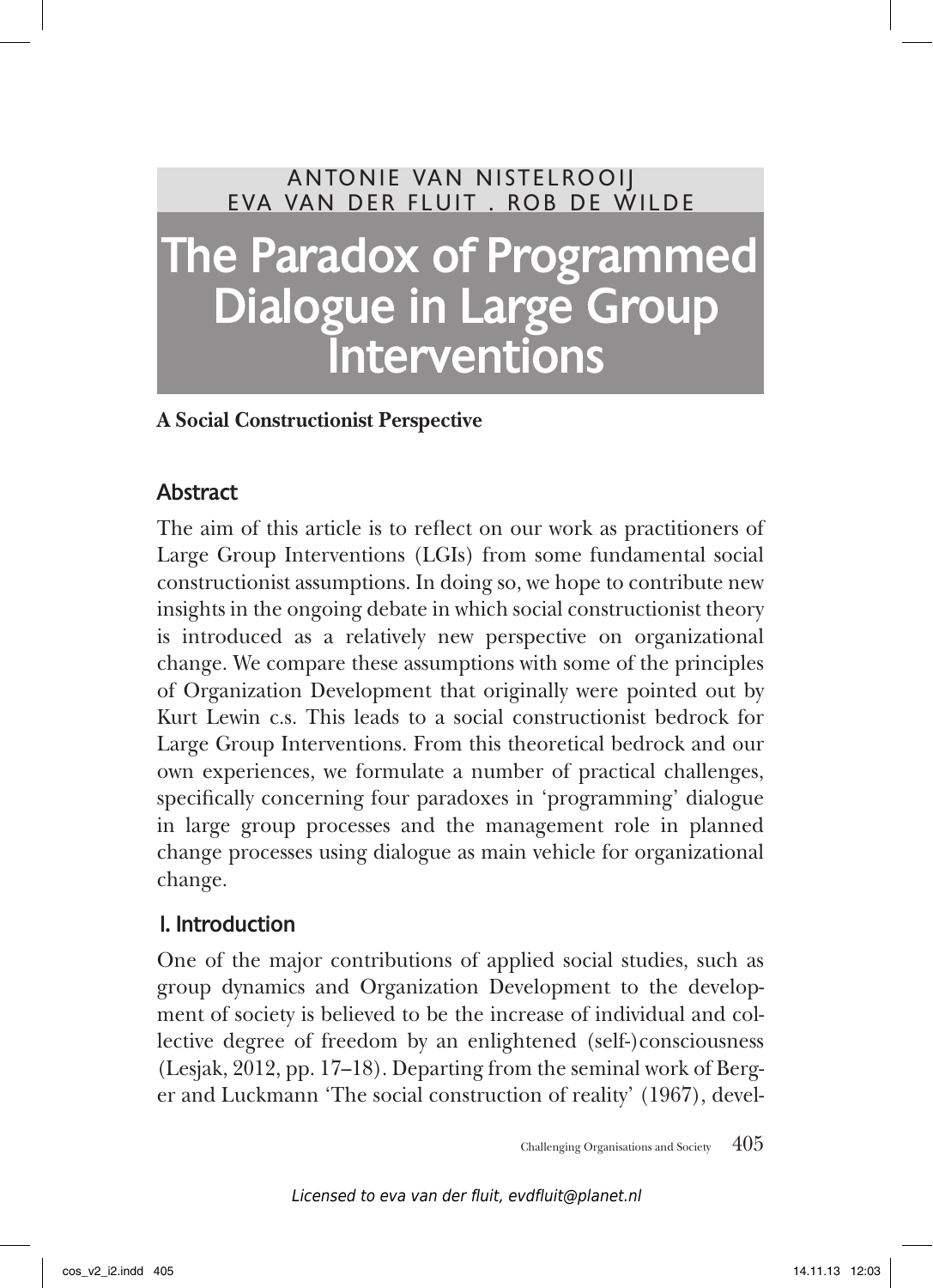ANTONIE VAN NISTELROOIJ
EVA VAN DER FLUIT . ROB DE WILDE

# The Paradox of Programmed Dialogue in Large Group Interventions

**A Social Constructionist Perspective**

## Abstract

The aim of this article is to reflect on our work as practitioners of Large Group Interventions (LGIs) from some fundamental social constructionist assumptions. In doing so, we hope to contribute new insights in the ongoing debate in which social constructionist theory is introduced as a relatively new perspective on organizational change. We compare these assumptions with some of the principles of Organization Development that originally were pointed out by Kurt Lewin c.s. This leads to a social constructionist bedrock for Large Group Interventions. From this theoretical bedrock and our own experiences, we formulate a number of practical challenges, specifically concerning four paradoxes in 'programming' dialogue in large group processes and the management role in planned change processes using dialogue as main vehicle for organizational change.

## I. Introduction

One of the major contributions of applied social studies, such as group dynamics and Organization Development to the development of society is believed to be the increase of individual and collective degree of freedom by an enlightened (self-)consciousness (Lesjak, 2012, pp. 17–18). Departing from the seminal work of Berger and Luckmann 'The social construction of reality' (1967), devel-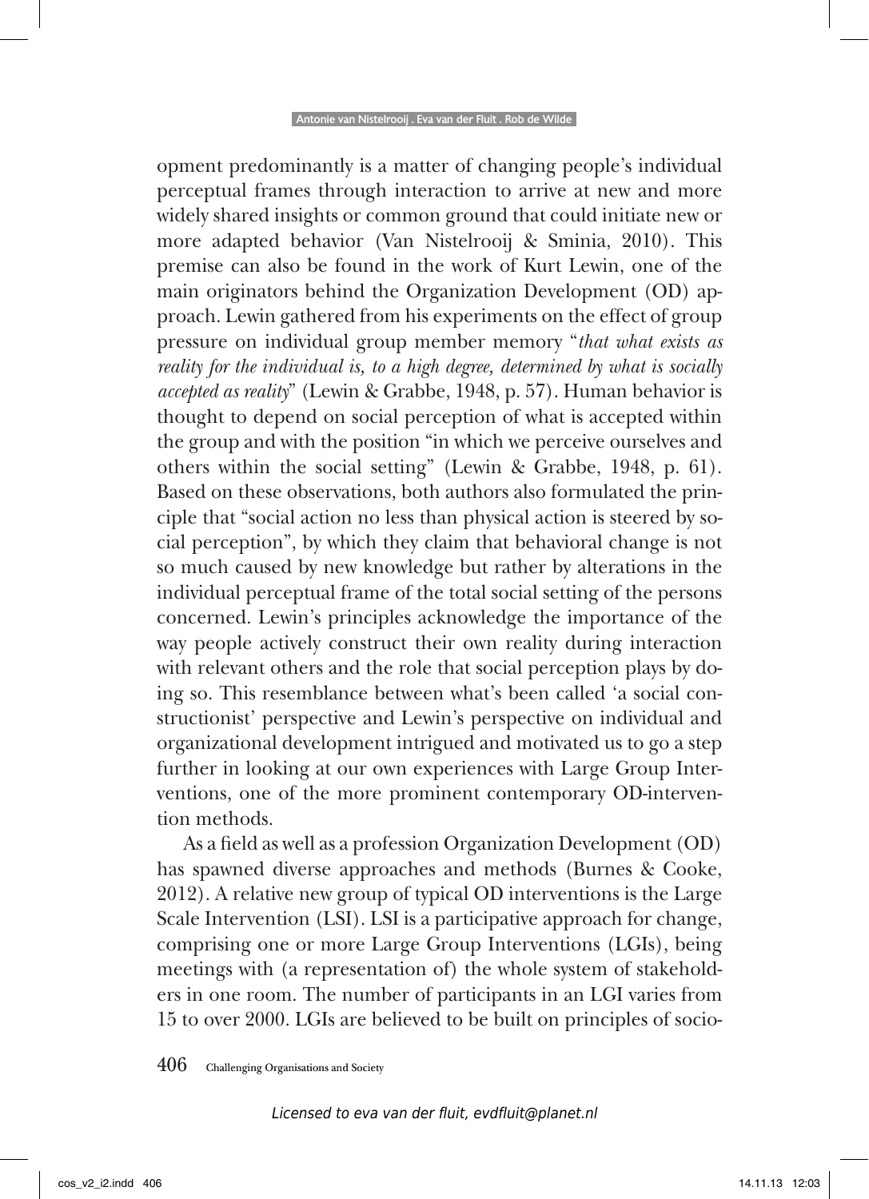opment predominantly is a matter of changing people's individual perceptual frames through interaction to arrive at new and more widely shared insights or common ground that could initiate new or more adapted behavior (Van Nistelrooij & Sminia, 2010). This premise can also be found in the work of Kurt Lewin, one of the main originators behind the Organization Development (OD) approach. Lewin gathered from his experiments on the effect of group pressure on individual group member memory "*that what exists as reality for the individual is, to a high degree, determined by what is socially accepted as reality*" (Lewin & Grabbe, 1948, p. 57). Human behavior is thought to depend on social perception of what is accepted within the group and with the position "in which we perceive ourselves and others within the social setting" (Lewin & Grabbe, 1948, p. 61). Based on these observations, both authors also formulated the principle that "social action no less than physical action is steered by social perception", by which they claim that behavioral change is not so much caused by new knowledge but rather by alterations in the individual perceptual frame of the total social setting of the persons concerned. Lewin's principles acknowledge the importance of the way people actively construct their own reality during interaction with relevant others and the role that social perception plays by doing so. This resemblance between what's been called 'a social constructionist' perspective and Lewin's perspective on individual and organizational development intrigued and motivated us to go a step further in looking at our own experiences with Large Group Interventions, one of the more prominent contemporary OD-intervention methods.

As a field as well as a profession Organization Development (OD) has spawned diverse approaches and methods (Burnes & Cooke, 2012). A relative new group of typical OD interventions is the Large Scale Intervention (LSI). LSI is a participative approach for change, comprising one or more Large Group Interventions (LGIs), being meetings with (a representation of) the whole system of stakeholders in one room. The number of participants in an LGI varies from 15 to over 2000. LGIs are believed to be built on principles of socio-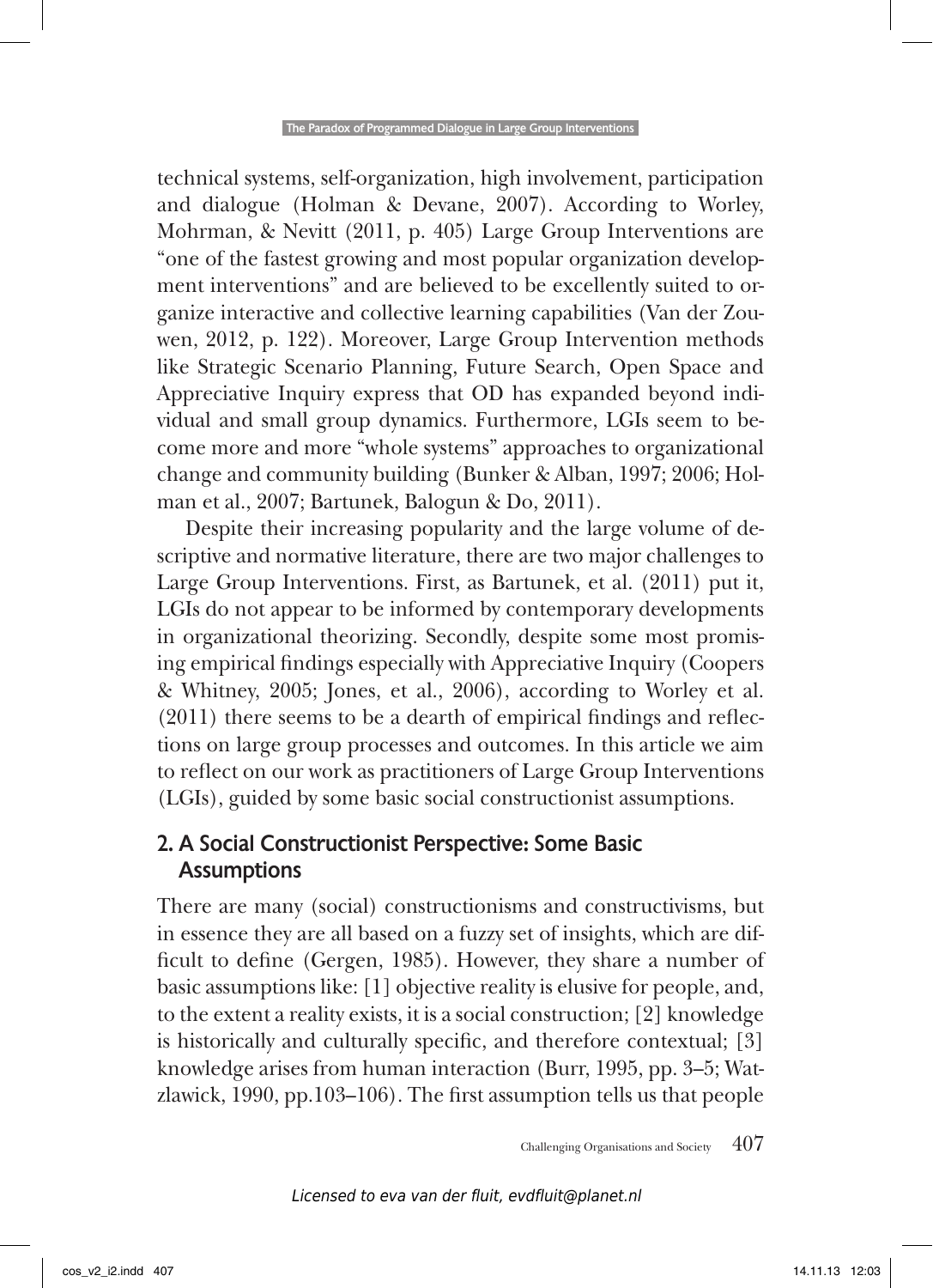technical systems, self-organization, high involvement, participation and dialogue (Holman & Devane, 2007). According to Worley, Mohrman, & Nevitt (2011, p. 405) Large Group Interventions are "one of the fastest growing and most popular organization development interventions" and are believed to be excellently suited to organize interactive and collective learning capabilities (Van der Zouwen, 2012, p. 122). Moreover, Large Group Intervention methods like Strategic Scenario Planning, Future Search, Open Space and Appreciative Inquiry express that OD has expanded beyond individual and small group dynamics. Furthermore, LGIs seem to become more and more "whole systems" approaches to organizational change and community building (Bunker & Alban, 1997; 2006; Holman et al., 2007; Bartunek, Balogun & Do, 2011).

Despite their increasing popularity and the large volume of descriptive and normative literature, there are two major challenges to Large Group Interventions. First, as Bartunek, et al. (2011) put it, LGIs do not appear to be informed by contemporary developments in organizational theorizing. Secondly, despite some most promising empirical findings especially with Appreciative Inquiry (Coopers & Whitney, 2005; Jones, et al., 2006), according to Worley et al. (2011) there seems to be a dearth of empirical findings and reflections on large group processes and outcomes. In this article we aim to reflect on our work as practitioners of Large Group Interventions (LGIs), guided by some basic social constructionist assumptions.

## 2. A Social Constructionist Perspective: Some Basic Assumptions

There are many (social) constructionisms and constructivisms, but in essence they are all based on a fuzzy set of insights, which are difficult to define (Gergen, 1985). However, they share a number of basic assumptions like: [1] objective reality is elusive for people, and, to the extent a reality exists, it is a social construction; [2] knowledge is historically and culturally specific, and therefore contextual; [3] knowledge arises from human interaction (Burr, 1995, pp. 3–5; Watzlawick, 1990, pp.103–106). The first assumption tells us that people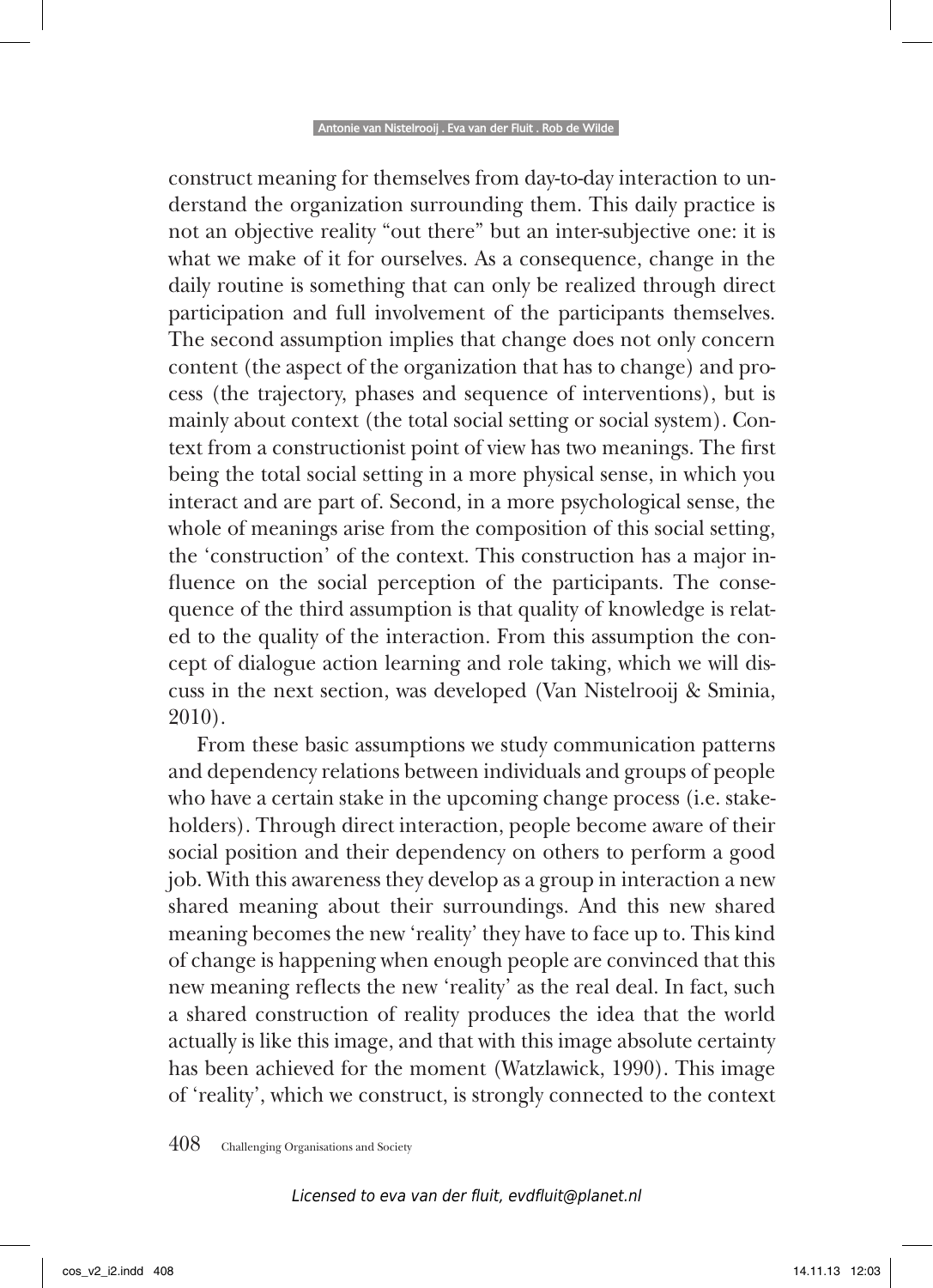construct meaning for themselves from day-to-day interaction to understand the organization surrounding them. This daily practice is not an objective reality "out there" but an inter-subjective one: it is what we make of it for ourselves. As a consequence, change in the daily routine is something that can only be realized through direct participation and full involvement of the participants themselves. The second assumption implies that change does not only concern content (the aspect of the organization that has to change) and process (the trajectory, phases and sequence of interventions), but is mainly about context (the total social setting or social system). Context from a constructionist point of view has two meanings. The first being the total social setting in a more physical sense, in which you interact and are part of. Second, in a more psychological sense, the whole of meanings arise from the composition of this social setting, the 'construction' of the context. This construction has a major influence on the social perception of the participants. The consequence of the third assumption is that quality of knowledge is related to the quality of the interaction. From this assumption the concept of dialogue action learning and role taking, which we will discuss in the next section, was developed (Van Nistelrooij & Sminia, 2010).

From these basic assumptions we study communication patterns and dependency relations between individuals and groups of people who have a certain stake in the upcoming change process (i.e. stakeholders). Through direct interaction, people become aware of their social position and their dependency on others to perform a good job. With this awareness they develop as a group in interaction a new shared meaning about their surroundings. And this new shared meaning becomes the new 'reality' they have to face up to. This kind of change is happening when enough people are convinced that this new meaning reflects the new 'reality' as the real deal. In fact, such a shared construction of reality produces the idea that the world actually is like this image, and that with this image absolute certainty has been achieved for the moment (Watzlawick, 1990). This image of 'reality', which we construct, is strongly connected to the context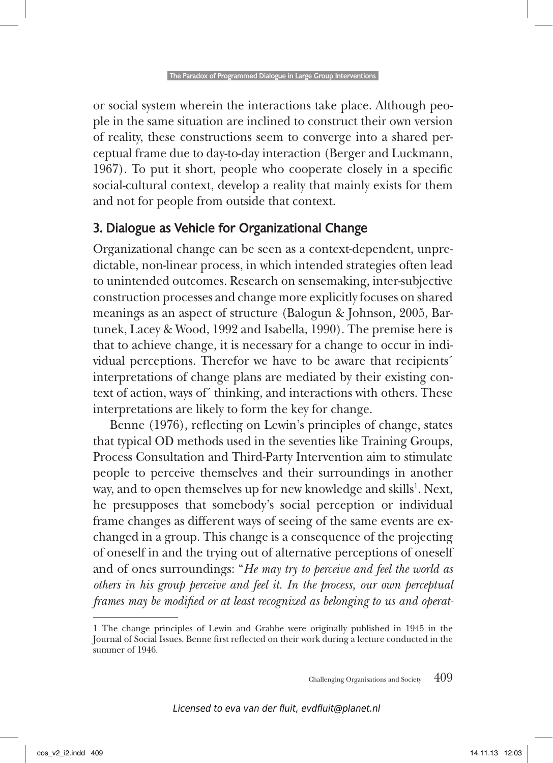or social system wherein the interactions take place. Although people in the same situation are inclined to construct their own version of reality, these constructions seem to converge into a shared perceptual frame due to day-to-day interaction (Berger and Luckmann, 1967). To put it short, people who cooperate closely in a specific social-cultural context, develop a reality that mainly exists for them and not for people from outside that context.

## 3. Dialogue as Vehicle for Organizational Change

Organizational change can be seen as a context-dependent, unpredictable, non-linear process, in which intended strategies often lead to unintended outcomes. Research on sensemaking, inter-subjective construction processes and change more explicitly focuses on shared meanings as an aspect of structure (Balogun & Johnson, 2005, Bartunek, Lacey & Wood, 1992 and Isabella, 1990). The premise here is that to achieve change, it is necessary for a change to occur in individual perceptions. Therefor we have to be aware that recipients´ interpretations of change plans are mediated by their existing context of action, ways of˝ thinking, and interactions with others. These interpretations are likely to form the key for change.

Benne (1976), reflecting on Lewin's principles of change, states that typical OD methods used in the seventies like Training Groups, Process Consultation and Third-Party Intervention aim to stimulate people to perceive themselves and their surroundings in another way, and to open themselves up for new knowledge and skills[1]. Next, he presupposes that somebody's social perception or individual frame changes as different ways of seeing of the same events are exchanged in a group. This change is a consequence of the projecting of oneself in and the trying out of alternative perceptions of oneself and of ones surroundings: "*He may try to perceive and feel the world as others in his group perceive and feel it. In the process, our own perceptual frames may be modified or at least recognized as belonging to us and operat-*

---

1 The change principles of Lewin and Grabbe were originally published in 1945 in the Journal of Social Issues. Benne first reflected on their work during a lecture conducted in the summer of 1946.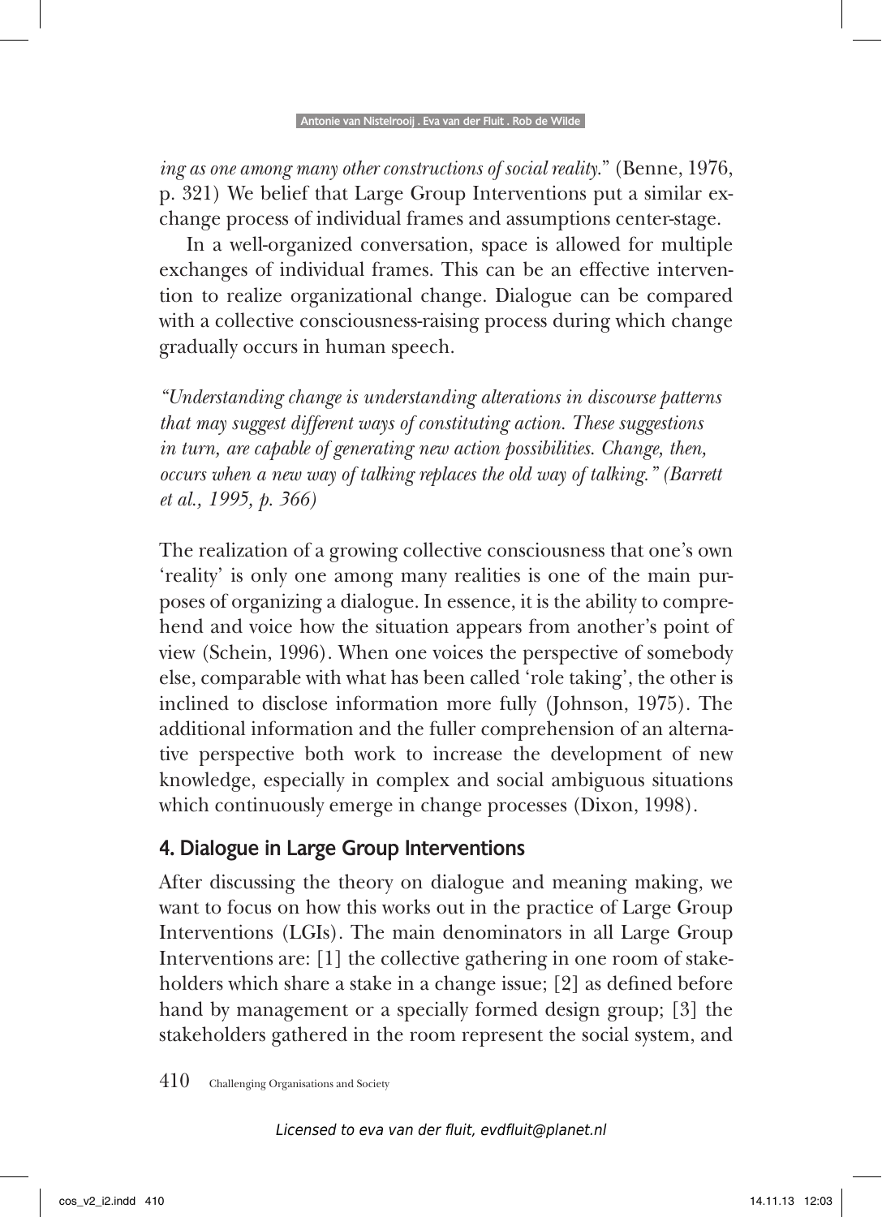*ing as one among many other constructions of social reality.*" (Benne, 1976, p. 321) We belief that Large Group Interventions put a similar exchange process of individual frames and assumptions center-stage.

In a well-organized conversation, space is allowed for multiple exchanges of individual frames. This can be an effective intervention to realize organizational change. Dialogue can be compared with a collective consciousness-raising process during which change gradually occurs in human speech.

*"Understanding change is understanding alterations in discourse patterns that may suggest different ways of constituting action. These suggestions in turn, are capable of generating new action possibilities. Change, then, occurs when a new way of talking replaces the old way of talking." (Barrett et al., 1995, p. 366)*

The realization of a growing collective consciousness that one's own 'reality' is only one among many realities is one of the main purposes of organizing a dialogue. In essence, it is the ability to comprehend and voice how the situation appears from another's point of view (Schein, 1996). When one voices the perspective of somebody else, comparable with what has been called 'role taking', the other is inclined to disclose information more fully (Johnson, 1975). The additional information and the fuller comprehension of an alternative perspective both work to increase the development of new knowledge, especially in complex and social ambiguous situations which continuously emerge in change processes (Dixon, 1998).

## 4. Dialogue in Large Group Interventions

After discussing the theory on dialogue and meaning making, we want to focus on how this works out in the practice of Large Group Interventions (LGIs). The main denominators in all Large Group Interventions are: [1] the collective gathering in one room of stakeholders which share a stake in a change issue; [2] as defined before hand by management or a specially formed design group; [3] the stakeholders gathered in the room represent the social system, and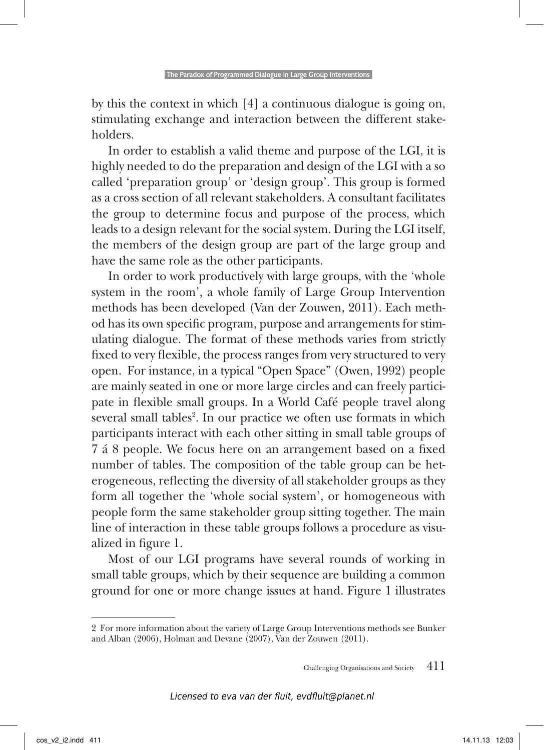by this the context in which [4] a continuous dialogue is going on, stimulating exchange and interaction between the different stakeholders.

In order to establish a valid theme and purpose of the LGI, it is highly needed to do the preparation and design of the LGI with a so called 'preparation group' or 'design group'. This group is formed as a cross section of all relevant stakeholders. A consultant facilitates the group to determine focus and purpose of the process, which leads to a design relevant for the social system. During the LGI itself, the members of the design group are part of the large group and have the same role as the other participants.

In order to work productively with large groups, with the 'whole system in the room', a whole family of Large Group Intervention methods has been developed (Van der Zouwen, 2011). Each method has its own specific program, purpose and arrangements for stimulating dialogue. The format of these methods varies from strictly fixed to very flexible, the process ranges from very structured to very open. For instance, in a typical "Open Space" (Owen, 1992) people are mainly seated in one or more large circles and can freely participate in flexible small groups. In a World Café people travel along several small tables[2]. In our practice we often use formats in which participants interact with each other sitting in small table groups of 7 á 8 people. We focus here on an arrangement based on a fixed number of tables. The composition of the table group can be heterogeneous, reflecting the diversity of all stakeholder groups as they form all together the 'whole social system', or homogeneous with people form the same stakeholder group sitting together. The main line of interaction in these table groups follows a procedure as visualized in figure 1.

Most of our LGI programs have several rounds of working in small table groups, which by their sequence are building a common ground for one or more change issues at hand. Figure 1 illustrates

---

2 For more information about the variety of Large Group Interventions methods see Bunker and Alban (2006), Holman and Devane (2007), Van der Zouwen (2011).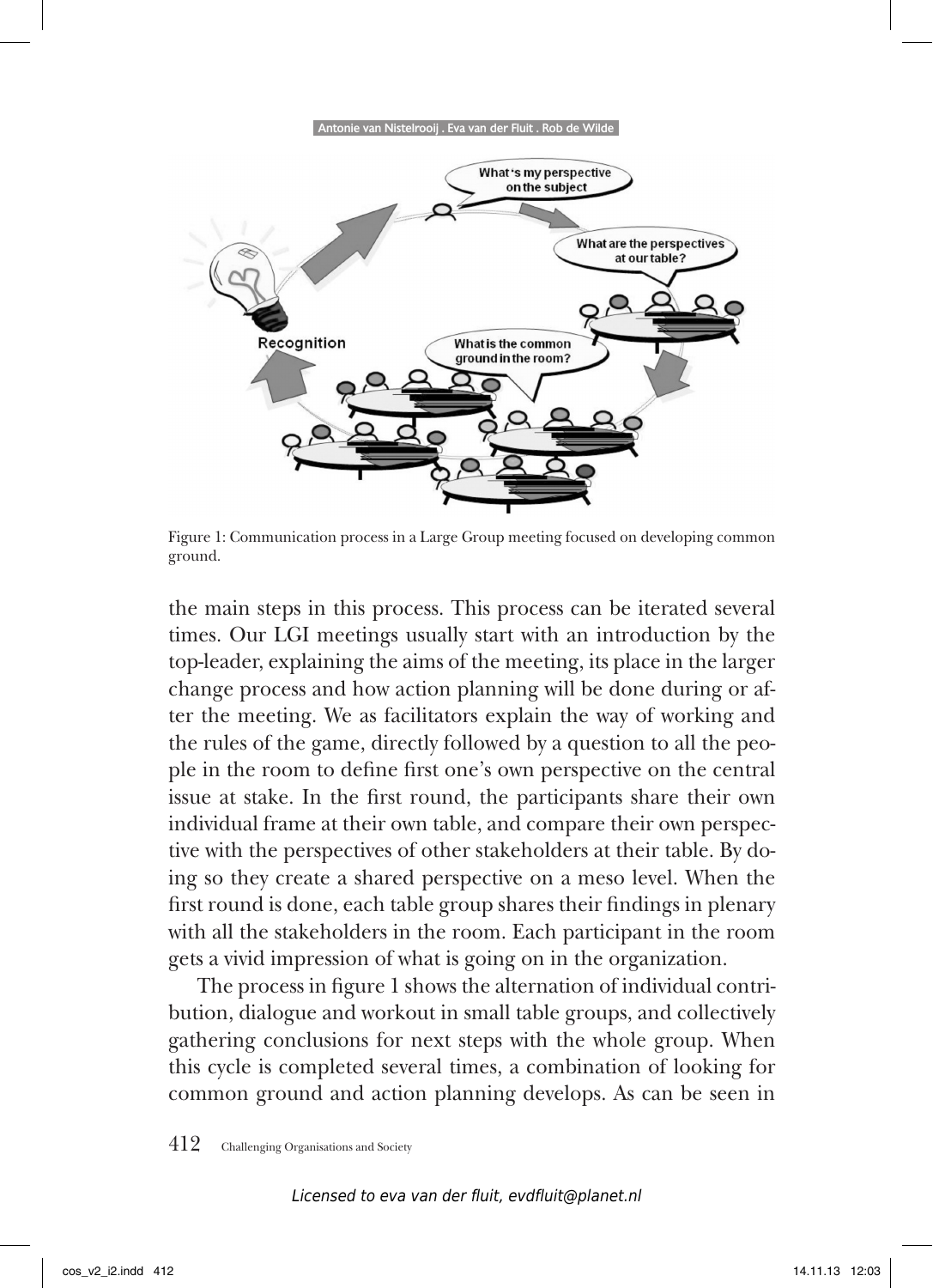Figure 1: Communication process in a Large Group meeting focused on developing common ground.

the main steps in this process. This process can be iterated several times. Our LGI meetings usually start with an introduction by the top-leader, explaining the aims of the meeting, its place in the larger change process and how action planning will be done during or after the meeting. We as facilitators explain the way of working and the rules of the game, directly followed by a question to all the people in the room to define first one's own perspective on the central issue at stake. In the first round, the participants share their own individual frame at their own table, and compare their own perspective with the perspectives of other stakeholders at their table. By doing so they create a shared perspective on a meso level. When the first round is done, each table group shares their findings in plenary with all the stakeholders in the room. Each participant in the room gets a vivid impression of what is going on in the organization.

The process in figure 1 shows the alternation of individual contribution, dialogue and workout in small table groups, and collectively gathering conclusions for next steps with the whole group. When this cycle is completed several times, a combination of looking for common ground and action planning develops. As can be seen in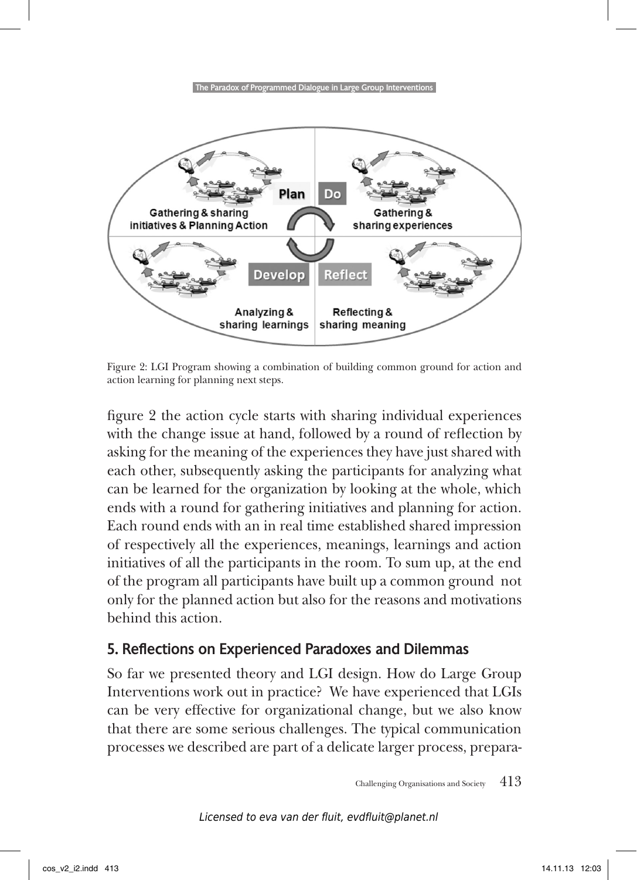Figure 2: LGI Program showing a combination of building common ground for action and action learning for planning next steps.

figure 2 the action cycle starts with sharing individual experiences with the change issue at hand, followed by a round of reflection by asking for the meaning of the experiences they have just shared with each other, subsequently asking the participants for analyzing what can be learned for the organization by looking at the whole, which ends with a round for gathering initiatives and planning for action. Each round ends with an in real time established shared impression of respectively all the experiences, meanings, learnings and action initiatives of all the participants in the room. To sum up, at the end of the program all participants have built up a common ground not only for the planned action but also for the reasons and motivations behind this action.

## 5. Reflections on Experienced Paradoxes and Dilemmas

So far we presented theory and LGI design. How do Large Group Interventions work out in practice? We have experienced that LGIs can be very effective for organizational change, but we also know that there are some serious challenges. The typical communication processes we described are part of a delicate larger process, prepara-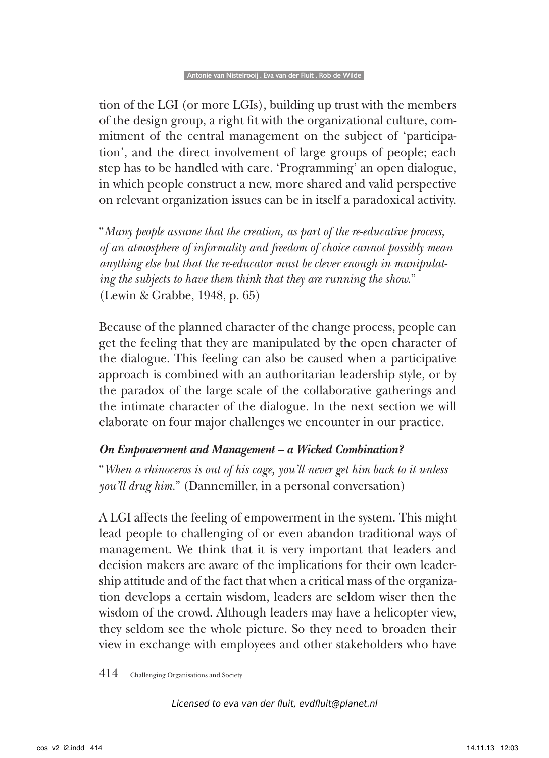tion of the LGI (or more LGIs), building up trust with the members of the design group, a right fit with the organizational culture, commitment of the central management on the subject of 'participation', and the direct involvement of large groups of people; each step has to be handled with care. 'Programming' an open dialogue, in which people construct a new, more shared and valid perspective on relevant organization issues can be in itself a paradoxical activity.

"*Many people assume that the creation, as part of the re-educative process, of an atmosphere of informality and freedom of choice cannot possibly mean anything else but that the re-educator must be clever enough in manipulating the subjects to have them think that they are running the show.*" (Lewin & Grabbe, 1948, p. 65)

Because of the planned character of the change process, people can get the feeling that they are manipulated by the open character of the dialogue. This feeling can also be caused when a participative approach is combined with an authoritarian leadership style, or by the paradox of the large scale of the collaborative gatherings and the intimate character of the dialogue. In the next section we will elaborate on four major challenges we encounter in our practice.

### *On Empowerment and Management – a Wicked Combination?*

"*When a rhinoceros is out of his cage, you'll never get him back to it unless you'll drug him.*" (Dannemiller, in a personal conversation)

A LGI affects the feeling of empowerment in the system. This might lead people to challenging of or even abandon traditional ways of management. We think that it is very important that leaders and decision makers are aware of the implications for their own leadership attitude and of the fact that when a critical mass of the organization develops a certain wisdom, leaders are seldom wiser then the wisdom of the crowd. Although leaders may have a helicopter view, they seldom see the whole picture. So they need to broaden their view in exchange with employees and other stakeholders who have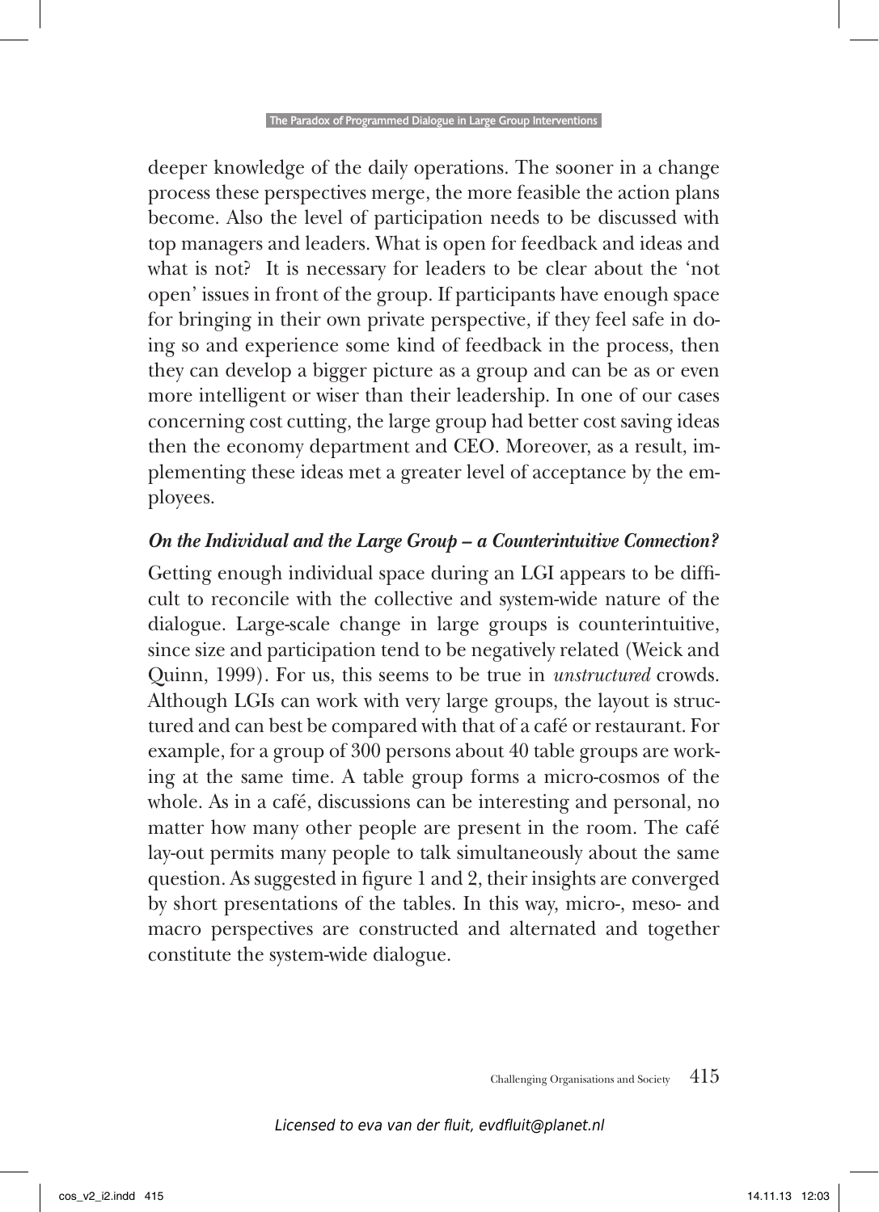deeper knowledge of the daily operations. The sooner in a change process these perspectives merge, the more feasible the action plans become. Also the level of participation needs to be discussed with top managers and leaders. What is open for feedback and ideas and what is not? It is necessary for leaders to be clear about the 'not open' issues in front of the group. If participants have enough space for bringing in their own private perspective, if they feel safe in doing so and experience some kind of feedback in the process, then they can develop a bigger picture as a group and can be as or even more intelligent or wiser than their leadership. In one of our cases concerning cost cutting, the large group had better cost saving ideas then the economy department and CEO. Moreover, as a result, implementing these ideas met a greater level of acceptance by the employees.

### *On the Individual and the Large Group – a Counterintuitive Connection?*

Getting enough individual space during an LGI appears to be difficult to reconcile with the collective and system-wide nature of the dialogue. Large-scale change in large groups is counterintuitive, since size and participation tend to be negatively related (Weick and Quinn, 1999). For us, this seems to be true in *unstructured* crowds. Although LGIs can work with very large groups, the layout is structured and can best be compared with that of a café or restaurant. For example, for a group of 300 persons about 40 table groups are working at the same time. A table group forms a micro-cosmos of the whole. As in a café, discussions can be interesting and personal, no matter how many other people are present in the room. The café lay-out permits many people to talk simultaneously about the same question. As suggested in figure 1 and 2, their insights are converged by short presentations of the tables. In this way, micro-, meso- and macro perspectives are constructed and alternated and together constitute the system-wide dialogue.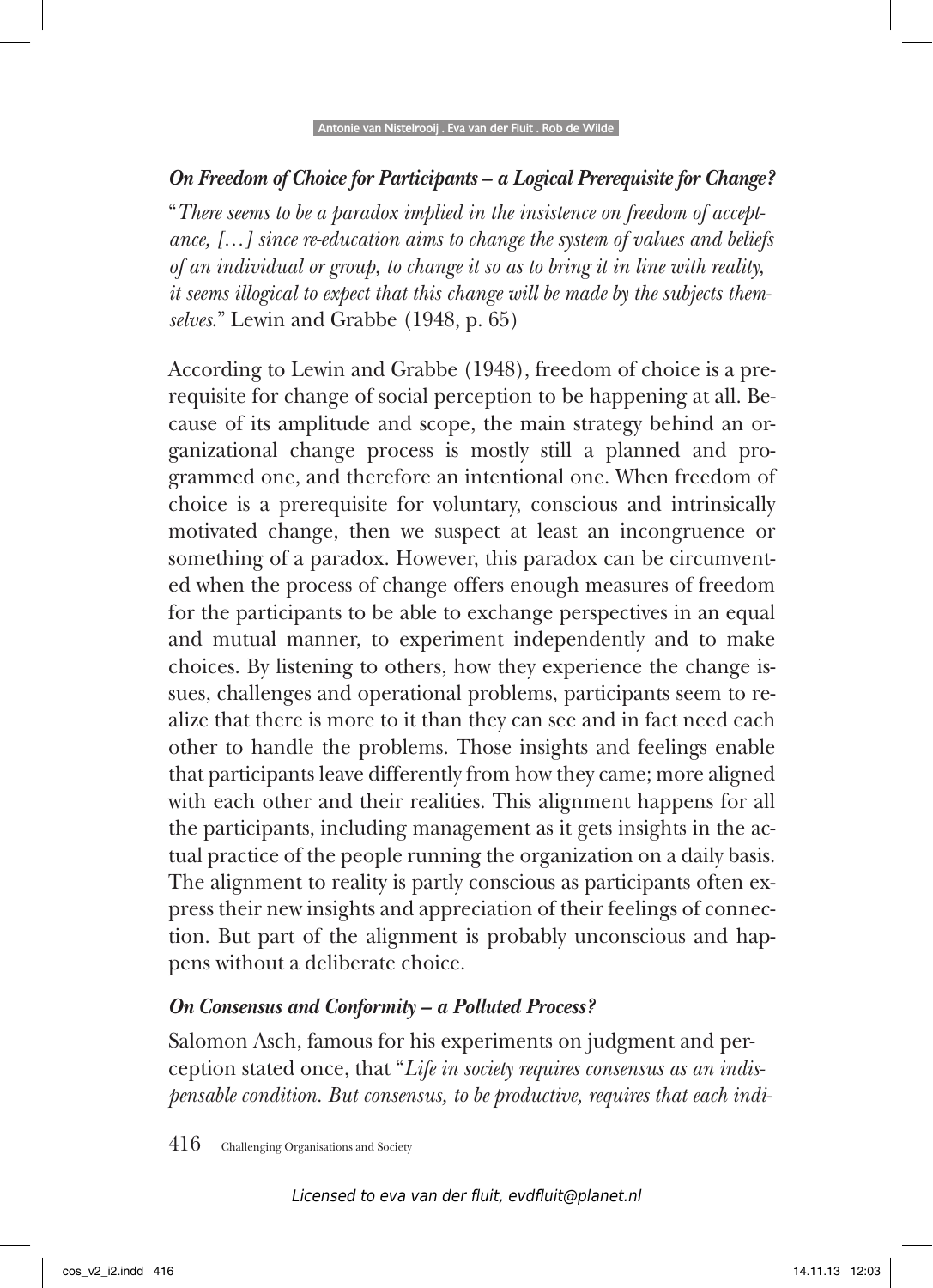### *On Freedom of Choice for Participants – a Logical Prerequisite for Change?*

"*There seems to be a paradox implied in the insistence on freedom of acceptance, […] since re-education aims to change the system of values and beliefs of an individual or group, to change it so as to bring it in line with reality, it seems illogical to expect that this change will be made by the subjects themselves.*" Lewin and Grabbe (1948, p. 65)

According to Lewin and Grabbe (1948), freedom of choice is a prerequisite for change of social perception to be happening at all. Because of its amplitude and scope, the main strategy behind an organizational change process is mostly still a planned and programmed one, and therefore an intentional one. When freedom of choice is a prerequisite for voluntary, conscious and intrinsically motivated change, then we suspect at least an incongruence or something of a paradox. However, this paradox can be circumvented when the process of change offers enough measures of freedom for the participants to be able to exchange perspectives in an equal and mutual manner, to experiment independently and to make choices. By listening to others, how they experience the change issues, challenges and operational problems, participants seem to realize that there is more to it than they can see and in fact need each other to handle the problems. Those insights and feelings enable that participants leave differently from how they came; more aligned with each other and their realities. This alignment happens for all the participants, including management as it gets insights in the actual practice of the people running the organization on a daily basis. The alignment to reality is partly conscious as participants often express their new insights and appreciation of their feelings of connection. But part of the alignment is probably unconscious and happens without a deliberate choice.

### *On Consensus and Conformity – a Polluted Process?*

Salomon Asch, famous for his experiments on judgment and perception stated once, that "*Life in society requires consensus as an indispensable condition. But consensus, to be productive, requires that each indi-*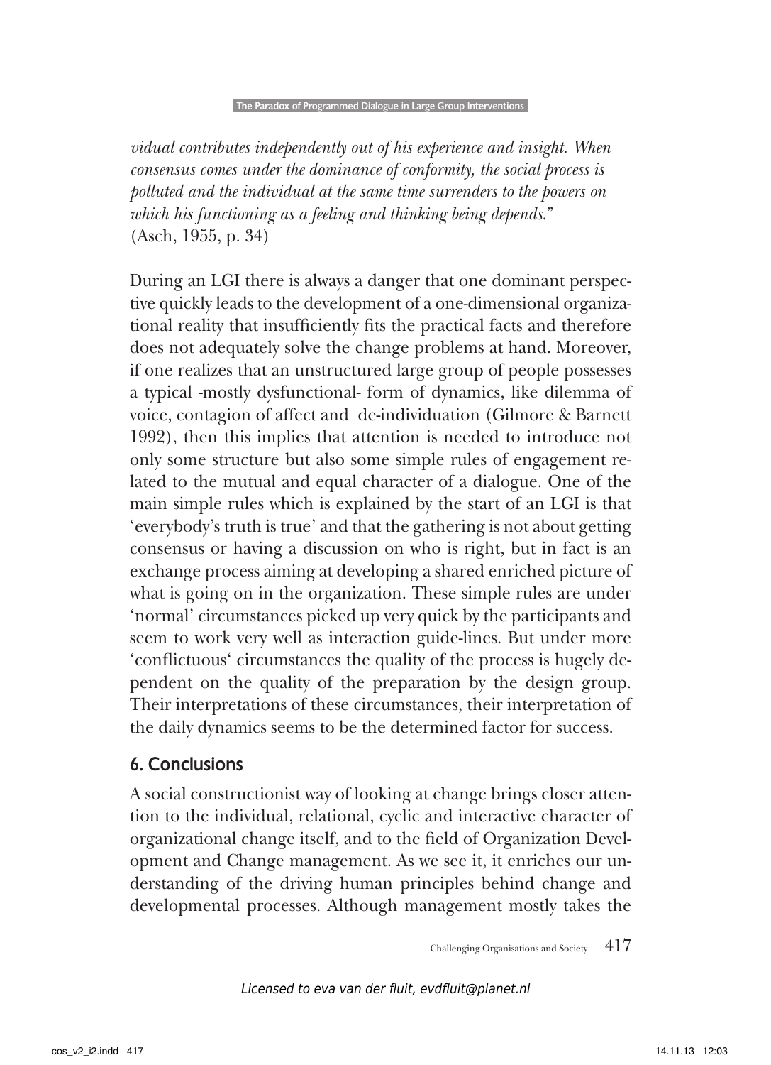*vidual contributes independently out of his experience and insight. When consensus comes under the dominance of conformity, the social process is polluted and the individual at the same time surrenders to the powers on which his functioning as a feeling and thinking being depends.*"
(Asch, 1955, p. 34)

During an LGI there is always a danger that one dominant perspective quickly leads to the development of a one-dimensional organizational reality that insufficiently fits the practical facts and therefore does not adequately solve the change problems at hand. Moreover, if one realizes that an unstructured large group of people possesses a typical -mostly dysfunctional- form of dynamics, like dilemma of voice, contagion of affect and de-individuation (Gilmore & Barnett 1992), then this implies that attention is needed to introduce not only some structure but also some simple rules of engagement related to the mutual and equal character of a dialogue. One of the main simple rules which is explained by the start of an LGI is that 'everybody's truth is true' and that the gathering is not about getting consensus or having a discussion on who is right, but in fact is an exchange process aiming at developing a shared enriched picture of what is going on in the organization. These simple rules are under 'normal' circumstances picked up very quick by the participants and seem to work very well as interaction guide-lines. But under more 'conflictuous' circumstances the quality of the process is hugely dependent on the quality of the preparation by the design group. Their interpretations of these circumstances, their interpretation of the daily dynamics seems to be the determined factor for success.

## 6. Conclusions

A social constructionist way of looking at change brings closer attention to the individual, relational, cyclic and interactive character of organizational change itself, and to the field of Organization Development and Change management. As we see it, it enriches our understanding of the driving human principles behind change and developmental processes. Although management mostly takes the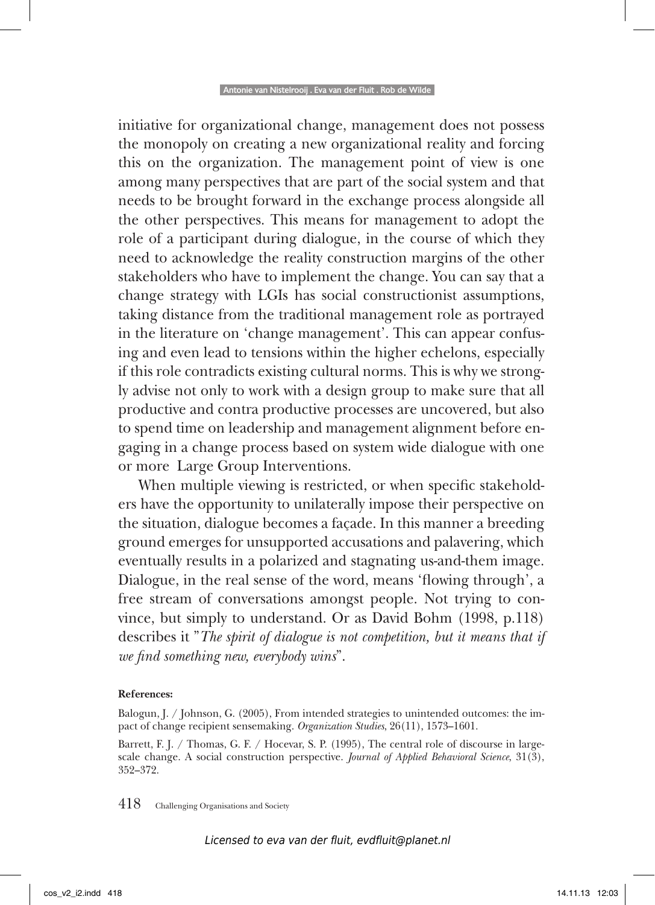initiative for organizational change, management does not possess the monopoly on creating a new organizational reality and forcing this on the organization. The management point of view is one among many perspectives that are part of the social system and that needs to be brought forward in the exchange process alongside all the other perspectives. This means for management to adopt the role of a participant during dialogue, in the course of which they need to acknowledge the reality construction margins of the other stakeholders who have to implement the change. You can say that a change strategy with LGIs has social constructionist assumptions, taking distance from the traditional management role as portrayed in the literature on 'change management'. This can appear confusing and even lead to tensions within the higher echelons, especially if this role contradicts existing cultural norms. This is why we strongly advise not only to work with a design group to make sure that all productive and contra productive processes are uncovered, but also to spend time on leadership and management alignment before engaging in a change process based on system wide dialogue with one or more Large Group Interventions.

When multiple viewing is restricted, or when specific stakeholders have the opportunity to unilaterally impose their perspective on the situation, dialogue becomes a façade. In this manner a breeding ground emerges for unsupported accusations and palavering, which eventually results in a polarized and stagnating us-and-them image. Dialogue, in the real sense of the word, means 'flowing through', a free stream of conversations amongst people. Not trying to convince, but simply to understand. Or as David Bohm (1998, p.118) describes it "*The spirit of dialogue is not competition, but it means that if we find something new, everybody wins*".

**References:**

Balogun, J. / Johnson, G. (2005), From intended strategies to unintended outcomes: the impact of change recipient sensemaking. *Organization Studies*, 26(11), 1573–1601.

Barrett, F. J. / Thomas, G. F. / Hocevar, S. P. (1995), The central role of discourse in large-scale change. A social construction perspective. *Journal of Applied Behavioral Science*, 31(3), 352–372.

Licensed to eva van der fluit, evdfluit@planet.nl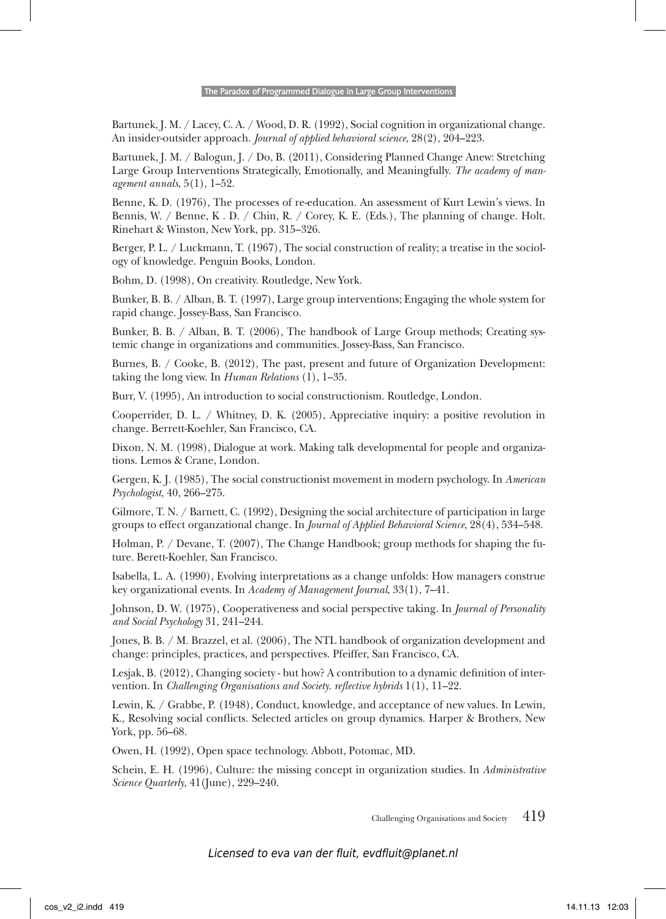Bartunek, J. M. / Lacey, C. A. / Wood, D. R. (1992), Social cognition in organizational change. An insider-outsider approach. *Journal of applied behavioral science*, 28(2), 204–223.

Bartunek, J. M. / Balogun, J. / Do, B. (2011), Considering Planned Change Anew: Stretching Large Group Interventions Strategically, Emotionally, and Meaningfully. *The academy of management annals*, 5(1), 1–52.

Benne, K. D. (1976), The processes of re-education. An assessment of Kurt Lewin's views. In Bennis, W. / Benne, K . D. / Chin, R. / Corey, K. E. (Eds.), The planning of change. Holt. Rinehart & Winston, New York, pp. 315–326.

Berger, P. L. / Luckmann, T. (1967), The social construction of reality; a treatise in the sociology of knowledge. Penguin Books, London.

Bohm, D. (1998), On creativity. Routledge, New York.

Bunker, B. B. / Alban, B. T. (1997), Large group interventions; Engaging the whole system for rapid change. Jossey-Bass, San Francisco.

Bunker, B. B. / Alban, B. T. (2006), The handbook of Large Group methods; Creating systemic change in organizations and communities. Jossey-Bass, San Francisco.

Burnes, B. / Cooke, B. (2012), The past, present and future of Organization Development: taking the long view. In *Human Relations* (1), 1–35.

Burr, V. (1995), An introduction to social constructionism. Routledge, London.

Cooperrider, D. L. / Whitney, D. K. (2005), Appreciative inquiry: a positive revolution in change. Berrett-Koehler, San Francisco, CA.

Dixon, N. M. (1998), Dialogue at work. Making talk developmental for people and organizations. Lemos & Crane, London.

Gergen, K. J. (1985), The social constructionist movement in modern psychology. In *American Psychologist*, 40, 266–275.

Gilmore, T. N. / Barnett, C. (1992), Designing the social architecture of participation in large groups to effect organzational change. In *Journal of Applied Behavioral Science*, 28(4), 534–548.

Holman, P. / Devane, T. (2007), The Change Handbook; group methods for shaping the future. Berett-Koehler, San Francisco.

Isabella, L. A. (1990), Evolving interpretations as a change unfolds: How managers construe key organizational events. In *Academy of Management Journal*, 33(1), 7–41.

Johnson, D. W. (1975), Cooperativeness and social perspective taking. In *Journal of Personality and Social Psychology* 31, 241–244.

Jones, B. B. / M. Brazzel, et al. (2006), The NTL handbook of organization development and change: principles, practices, and perspectives. Pfeiffer, San Francisco, CA.

Lesjak, B. (2012), Changing society - but how? A contribution to a dynamic definition of intervention. In *Challenging Organisations and Society. reflective hybrids* 1(1), 11–22.

Lewin, K. / Grabbe, P. (1948), Conduct, knowledge, and acceptance of new values. In Lewin, K., Resolving social conflicts. Selected articles on group dynamics. Harper & Brothers, New York, pp. 56–68.

Owen, H. (1992), Open space technology. Abbott, Potomac, MD.

Schein, E. H. (1996), Culture: the missing concept in organization studies. In *Administrative Science Quarterly*, 41(June), 229–240.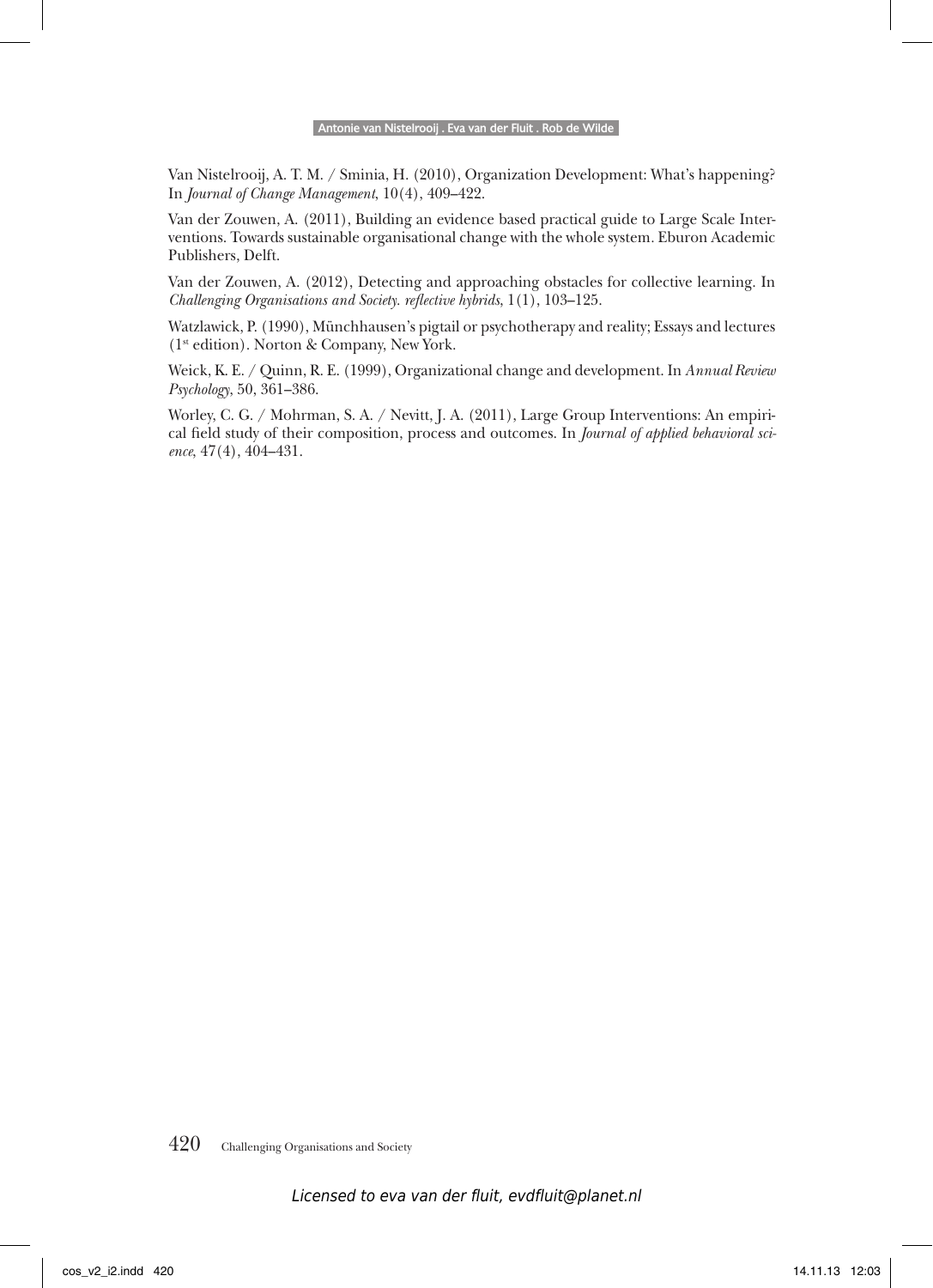Van Nistelrooij, A. T. M. / Sminia, H. (2010), Organization Development: What's happening? In *Journal of Change Management*, 10(4), 409–422.

Van der Zouwen, A. (2011), Building an evidence based practical guide to Large Scale Interventions. Towards sustainable organisational change with the whole system. Eburon Academic Publishers, Delft.

Van der Zouwen, A. (2012), Detecting and approaching obstacles for collective learning. In *Challenging Organisations and Society. reflective hybrids*, 1(1), 103–125.

Watzlawick, P. (1990), Münchhausen's pigtail or psychotherapy and reality; Essays and lectures (1st edition). Norton & Company, New York.

Weick, K. E. / Quinn, R. E. (1999), Organizational change and development. In *Annual Review Psychology*, 50, 361–386.

Worley, C. G. / Mohrman, S. A. / Nevitt, J. A. (2011), Large Group Interventions: An empirical field study of their composition, process and outcomes. In *Journal of applied behavioral science*, 47(4), 404–431.